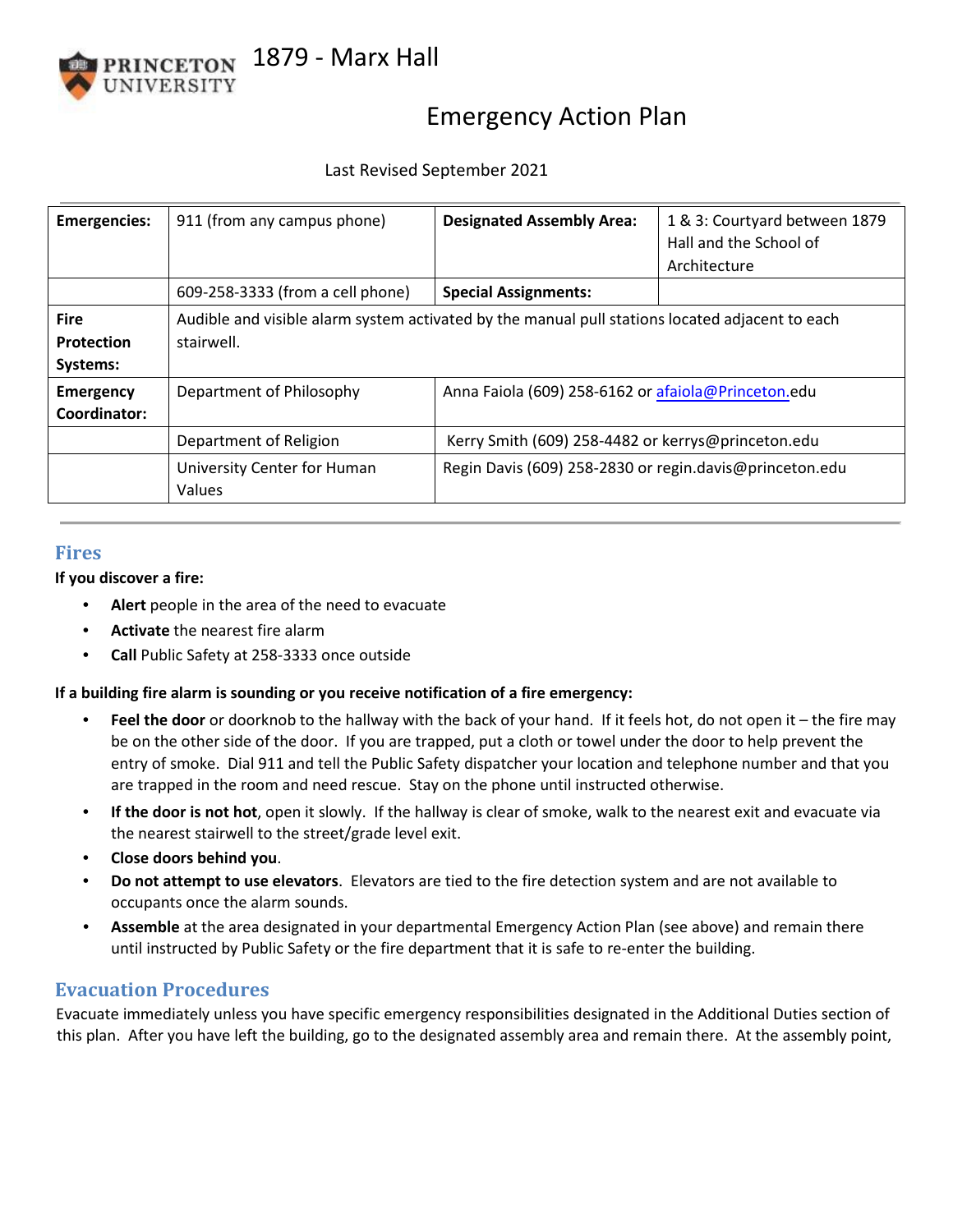# 1879 - Marx Hall

## Emergency Action Plan

Last Revised September 2021

| Emergencies: | 911 (from any campus phone) | Designated Assembly Area: | 1 & 3: Courtyard between 1879 Hall and the School of Architecture |
|---|---|---|---|
| | 609-258-3333 (from a cell phone) | Special Assignments: | |
| Fire Protection Systems: | Audible and visible alarm system activated by the manual pull stations located adjacent to each stairwell. | | |
| Emergency Coordinator: | Department of Philosophy | Anna Faiola (609) 258-6162 or afaiola@Princeton.edu | |
| | Department of Religion | Kerry Smith (609) 258-4482 or kerrys@princeton.edu | |
| | University Center for Human Values | Regin Davis (609) 258-2830 or regin.davis@princeton.edu | |

## Fires

**If you discover a fire:**

- **Alert** people in the area of the need to evacuate
- **Activate** the nearest fire alarm
- **Call** Public Safety at 258-3333 once outside

**If a building fire alarm is sounding or you receive notification of a fire emergency:**

- **Feel the door** or doorknob to the hallway with the back of your hand. If it feels hot, do not open it – the fire may be on the other side of the door. If you are trapped, put a cloth or towel under the door to help prevent the entry of smoke. Dial 911 and tell the Public Safety dispatcher your location and telephone number and that you are trapped in the room and need rescue. Stay on the phone until instructed otherwise.
- **If the door is not hot**, open it slowly. If the hallway is clear of smoke, walk to the nearest exit and evacuate via the nearest stairwell to the street/grade level exit.
- **Close doors behind you**.
- **Do not attempt to use elevators**. Elevators are tied to the fire detection system and are not available to occupants once the alarm sounds.
- **Assemble** at the area designated in your departmental Emergency Action Plan (see above) and remain there until instructed by Public Safety or the fire department that it is safe to re-enter the building.

## Evacuation Procedures

Evacuate immediately unless you have specific emergency responsibilities designated in the Additional Duties section of this plan. After you have left the building, go to the designated assembly area and remain there. At the assembly point,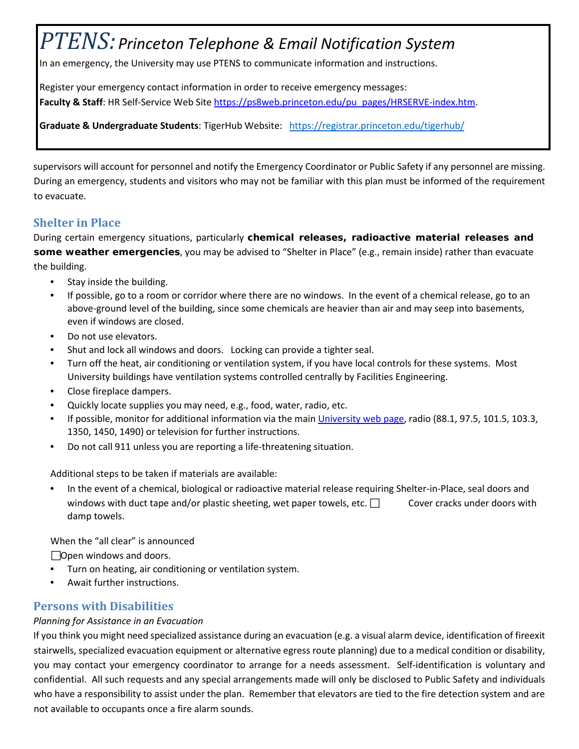# *PTENS: Princeton Telephone & Email Notification System*

In an emergency, the University may use PTENS to communicate information and instructions.

Register your emergency contact information in order to receive emergency messages:
**Faculty & Staff**: HR Self-Service Web Site https://ps8web.princeton.edu/pu_pages/HRSERVE-index.htm.

**Graduate & Undergraduate Students**: TigerHub Website: https://registrar.princeton.edu/tigerhub/

supervisors will account for personnel and notify the Emergency Coordinator or Public Safety if any personnel are missing. During an emergency, students and visitors who may not be familiar with this plan must be informed of the requirement to evacuate.

## Shelter in Place

During certain emergency situations, particularly **chemical releases, radioactive material releases and some weather emergencies**, you may be advised to "Shelter in Place" (e.g., remain inside) rather than evacuate the building.

- Stay inside the building.
- If possible, go to a room or corridor where there are no windows. In the event of a chemical release, go to an above-ground level of the building, since some chemicals are heavier than air and may seep into basements, even if windows are closed.
- Do not use elevators.
- Shut and lock all windows and doors. Locking can provide a tighter seal.
- Turn off the heat, air conditioning or ventilation system, if you have local controls for these systems. Most University buildings have ventilation systems controlled centrally by Facilities Engineering.
- Close fireplace dampers.
- Quickly locate supplies you may need, e.g., food, water, radio, etc.
- If possible, monitor for additional information via the main University web page, radio (88.1, 97.5, 101.5, 103.3, 1350, 1450, 1490) or television for further instructions.
- Do not call 911 unless you are reporting a life-threatening situation.

Additional steps to be taken if materials are available:

- In the event of a chemical, biological or radioactive material release requiring Shelter-in-Place, seal doors and windows with duct tape and/or plastic sheeting, wet paper towels, etc. ☐ Cover cracks under doors with damp towels.

When the "all clear" is announced

☐Open windows and doors.

- Turn on heating, air conditioning or ventilation system.
- Await further instructions.

## Persons with Disabilities

*Planning for Assistance in an Evacuation*

If you think you might need specialized assistance during an evacuation (e.g. a visual alarm device, identification of fireexit stairwells, specialized evacuation equipment or alternative egress route planning) due to a medical condition or disability, you may contact your emergency coordinator to arrange for a needs assessment. Self-identification is voluntary and confidential. All such requests and any special arrangements made will only be disclosed to Public Safety and individuals who have a responsibility to assist under the plan. Remember that elevators are tied to the fire detection system and are not available to occupants once a fire alarm sounds.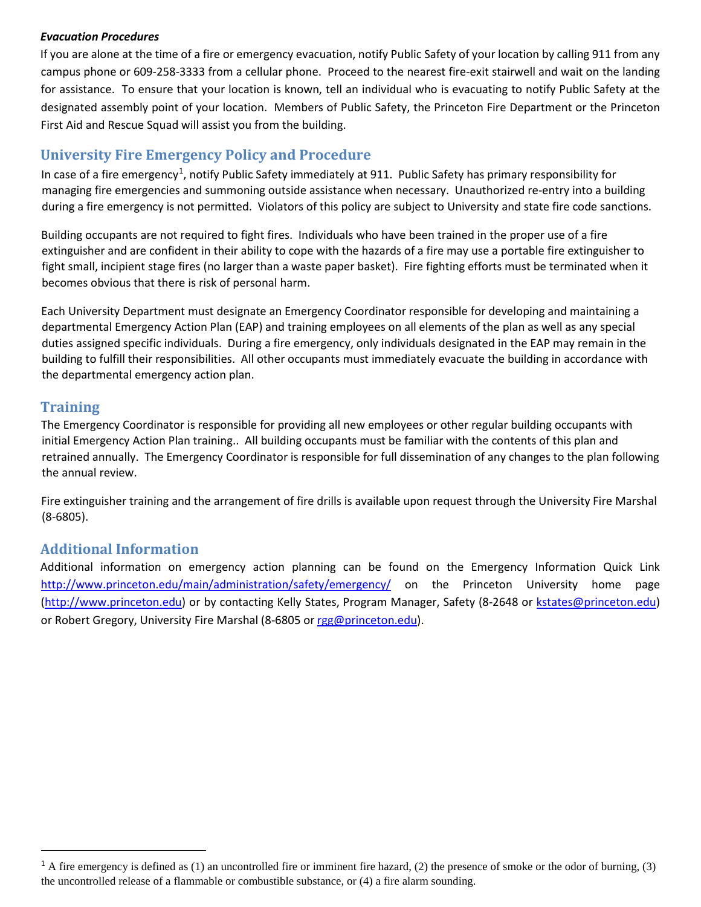***Evacuation Procedures***

If you are alone at the time of a fire or emergency evacuation, notify Public Safety of your location by calling 911 from any campus phone or 609-258-3333 from a cellular phone. Proceed to the nearest fire-exit stairwell and wait on the landing for assistance. To ensure that your location is known, tell an individual who is evacuating to notify Public Safety at the designated assembly point of your location. Members of Public Safety, the Princeton Fire Department or the Princeton First Aid and Rescue Squad will assist you from the building.

## University Fire Emergency Policy and Procedure

In case of a fire emergency[1], notify Public Safety immediately at 911. Public Safety has primary responsibility for managing fire emergencies and summoning outside assistance when necessary. Unauthorized re-entry into a building during a fire emergency is not permitted. Violators of this policy are subject to University and state fire code sanctions.

Building occupants are not required to fight fires. Individuals who have been trained in the proper use of a fire extinguisher and are confident in their ability to cope with the hazards of a fire may use a portable fire extinguisher to fight small, incipient stage fires (no larger than a waste paper basket). Fire fighting efforts must be terminated when it becomes obvious that there is risk of personal harm.

Each University Department must designate an Emergency Coordinator responsible for developing and maintaining a departmental Emergency Action Plan (EAP) and training employees on all elements of the plan as well as any special duties assigned specific individuals. During a fire emergency, only individuals designated in the EAP may remain in the building to fulfill their responsibilities. All other occupants must immediately evacuate the building in accordance with the departmental emergency action plan.

## Training

The Emergency Coordinator is responsible for providing all new employees or other regular building occupants with initial Emergency Action Plan training.. All building occupants must be familiar with the contents of this plan and retrained annually. The Emergency Coordinator is responsible for full dissemination of any changes to the plan following the annual review.

Fire extinguisher training and the arrangement of fire drills is available upon request through the University Fire Marshal (8-6805).

## Additional Information

Additional information on emergency action planning can be found on the Emergency Information Quick Link http://www.princeton.edu/main/administration/safety/emergency/ on the Princeton University home page (http://www.princeton.edu) or by contacting Kelly States, Program Manager, Safety (8-2648 or kstates@princeton.edu) or Robert Gregory, University Fire Marshal (8-6805 or rgg@princeton.edu).

---

[1] A fire emergency is defined as (1) an uncontrolled fire or imminent fire hazard, (2) the presence of smoke or the odor of burning, (3) the uncontrolled release of a flammable or combustible substance, or (4) a fire alarm sounding.